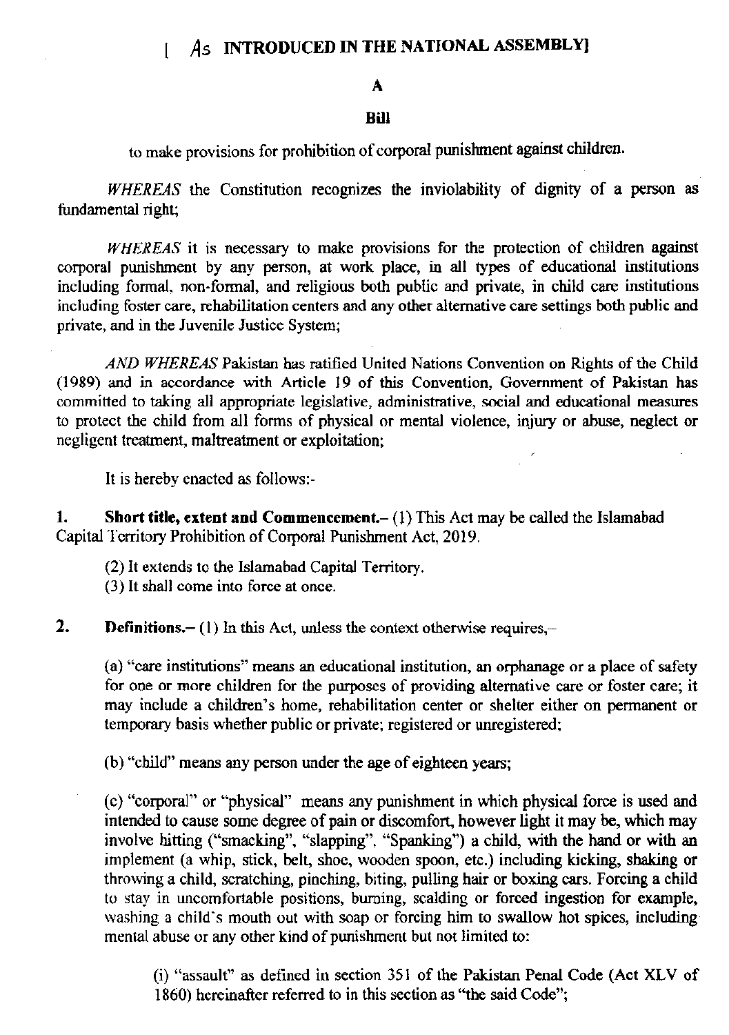[ *As* **INTRODUCED IN THE NATIONAL ASSEMBLY]**

**A**

**Bill**

to make provisions for prohibition of corporal punishment against children.

*WHEREAS* the Constitution recognizes the inviolability of dignity of a person as fundamental right;

*WHEREAS* it is necessary to make provisions for the protection of children against corporal punishment by any person, at work place, in all types of educational institutions including formal, non-formal, and religious both public and private, in child care institutions including foster care, rehabilitation centers and any other alternative care settings both public and private, and in the Juvenile Justice System;

*AND WHEREAS* Pakistan has ratified United Nations Convention on Rights of the Child (1989) and in accordance with Article 19 of this Convention, Government of Pakistan has committed to taking all appropriate legislative, administrative, social and educational measures to protect the child from all forms of physical or mental violence, injury or abuse, neglect or negligent treatment, maltreatment or exploitation;

It is hereby enacted as follows:-

**1. Short title, extent and Commencement.**– (1) This Act may be called the Islamabad Capital Territory Prohibition of Corporal Punishment Act, 2019.

(2) It extends to the Islamabad Capital Territory.

(3) It shall come into force at once.

**2. Definitions.**– (1) In this Act, unless the context otherwise requires,–

(a) "care institutions" means an educational institution, an orphanage or a place of safety for one or more children for the purposes of providing alternative care or foster care; it may include a children's home, rehabilitation center or shelter either on permanent or temporary basis whether public or private; registered or unregistered;

(b) "child" means any person under the age of eighteen years;

(c) "corporal" or "physical" means any punishment in which physical force is used and intended to cause some degree of pain or discomfort, however light it may be, which may involve hitting ("smacking", "slapping", "Spanking") a child, with the hand or with an implement (a whip, stick, belt, shoe, wooden spoon, etc.) including kicking, shaking or throwing a child, scratching, pinching, biting, pulling hair or boxing ears. Forcing a child to stay in uncomfortable positions, burning, scalding or forced ingestion for example, washing a child's mouth out with soap or forcing him to swallow hot spices, including mental abuse or any other kind of punishment but not limited to:

(i) "assault" as defined in section 351 of the Pakistan Penal Code (Act XLV of 1860) hereinafter referred to in this section as "the said Code";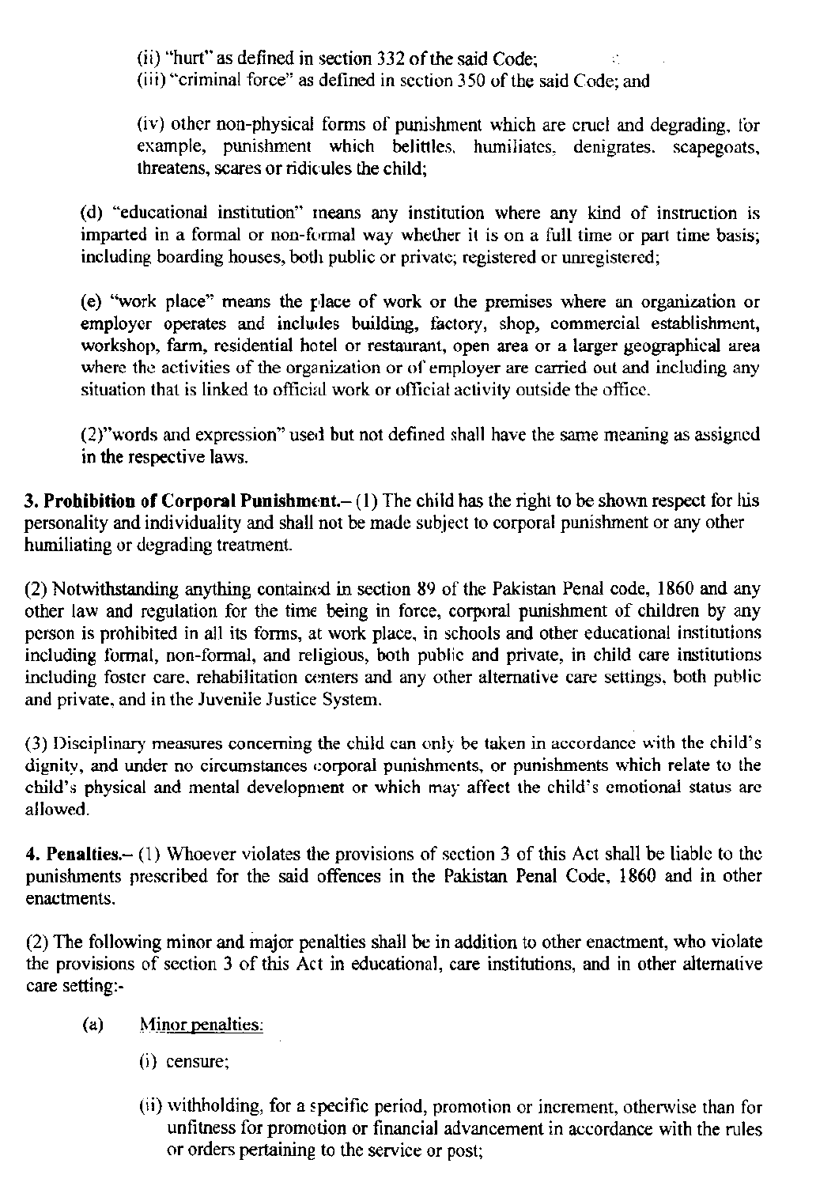(ii) "hurt" as defined in section 332 of the said Code;

(iii) "criminal force" as defined in section 350 of the said Code; and

(iv) other non-physical forms of punishment which are cruel and degrading, for example, punishment which belittles, humiliates, denigrates, scapegoats, threatens, scares or ridicules the child;

(d) "educational institution" means any institution where any kind of instruction is imparted in a formal or non-formal way whether it is on a full time or part time basis; including boarding houses, both public or private; registered or unregistered;

(e) "work place" means the place of work or the premises where an organization or employer operates and includes building, factory, shop, commercial establishment, workshop, farm, residential hotel or restaurant, open area or a larger geographical area where the activities of the organization or of employer are carried out and including any situation that is linked to official work or official activity outside the office.

(2)"words and expression" used but not defined shall have the same meaning as assigned in the respective laws.

**3. Prohibition of Corporal Punishment.**– (1) The child has the right to be shown respect for his personality and individuality and shall not be made subject to corporal punishment or any other humiliating or degrading treatment.

(2) Notwithstanding anything contained in section 89 of the Pakistan Penal code, 1860 and any other law and regulation for the time being in force, corporal punishment of children by any person is prohibited in all its forms, at work place, in schools and other educational institutions including formal, non-formal, and religious, both public and private, in child care institutions including foster care, rehabilitation centers and any other alternative care settings, both public and private, and in the Juvenile Justice System.

(3) Disciplinary measures concerning the child can only be taken in accordance with the child's dignity, and under no circumstances corporal punishments, or punishments which relate to the child's physical and mental development or which may affect the child's emotional status are allowed.

**4. Penalties.**– (1) Whoever violates the provisions of section 3 of this Act shall be liable to the punishments prescribed for the said offences in the Pakistan Penal Code, 1860 and in other enactments.

(2) The following minor and major penalties shall be in addition to other enactment, who violate the provisions of section 3 of this Act in educational, care institutions, and in other alternative care setting:-

(a) Minor penalties:

(i) censure;

(ii) withholding, for a specific period, promotion or increment, otherwise than for unfitness for promotion or financial advancement in accordance with the rules or orders pertaining to the service or post;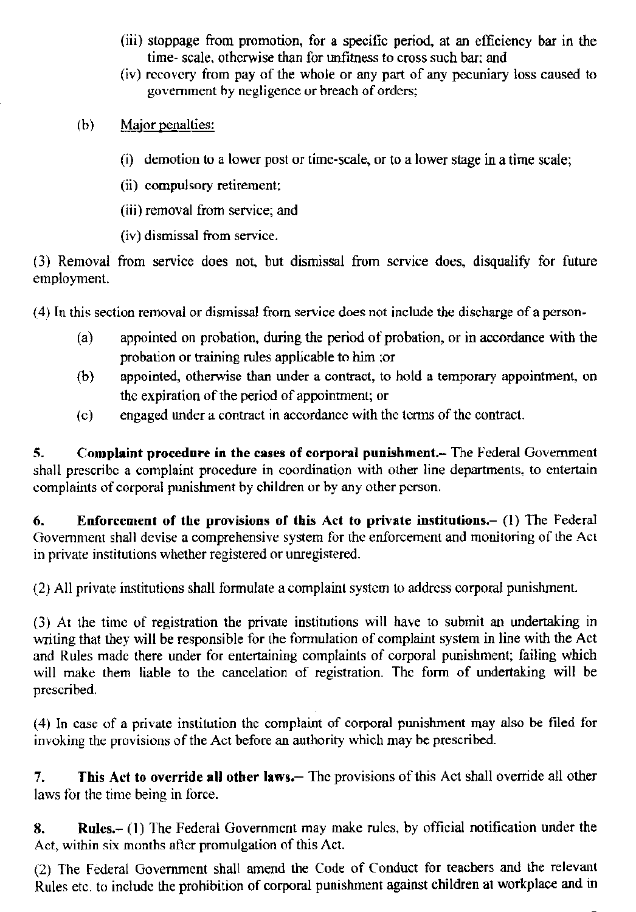(iii) stoppage from promotion, for a specific period, at an efficiency bar in the time- scale, otherwise than for unfitness to cross such bar; and

(iv) recovery from pay of the whole or any part of any pecuniary loss caused to government by negligence or breach of orders;

(b) Major penalties:

(i) demotion to a lower post or time-scale, or to a lower stage in a time scale;

(ii) compulsory retirement;

(iii) removal from service; and

(iv) dismissal from service.

(3) Removal from service does not, but dismissal from service does, disqualify for future employment.

(4) In this section removal or dismissal from service does not include the discharge of a person-

(a) appointed on probation, during the period of probation, or in accordance with the probation or training rules applicable to him ;or

(b) appointed, otherwise than under a contract, to hold a temporary appointment, on the expiration of the period of appointment; or

(c) engaged under a contract in accordance with the terms of the contract.

**5. Complaint procedure in the cases of corporal punishment.–** The Federal Government shall prescribe a complaint procedure in coordination with other line departments, to entertain complaints of corporal punishment by children or by any other person.

**6. Enforcement of the provisions of this Act to private institutions.–** (1) The Federal Government shall devise a comprehensive system for the enforcement and monitoring of the Act in private institutions whether registered or unregistered.

(2) All private institutions shall formulate a complaint system to address corporal punishment.

(3) At the time of registration the private institutions will have to submit an undertaking in writing that they will be responsible for the formulation of complaint system in line with the Act and Rules made there under for entertaining complaints of corporal punishment; failing which will make them liable to the cancelation of registration. The form of undertaking will be prescribed.

(4) In case of a private institution the complaint of corporal punishment may also be filed for invoking the provisions of the Act before an authority which may be prescribed.

**7. This Act to override all other laws.–** The provisions of this Act shall override all other laws for the time being in force.

**8. Rules.–** (1) The Federal Government may make rules, by official notification under the Act, within six months after promulgation of this Act.

(2) The Federal Government shall amend the Code of Conduct for teachers and the relevant Rules etc. to include the prohibition of corporal punishment against children at workplace and in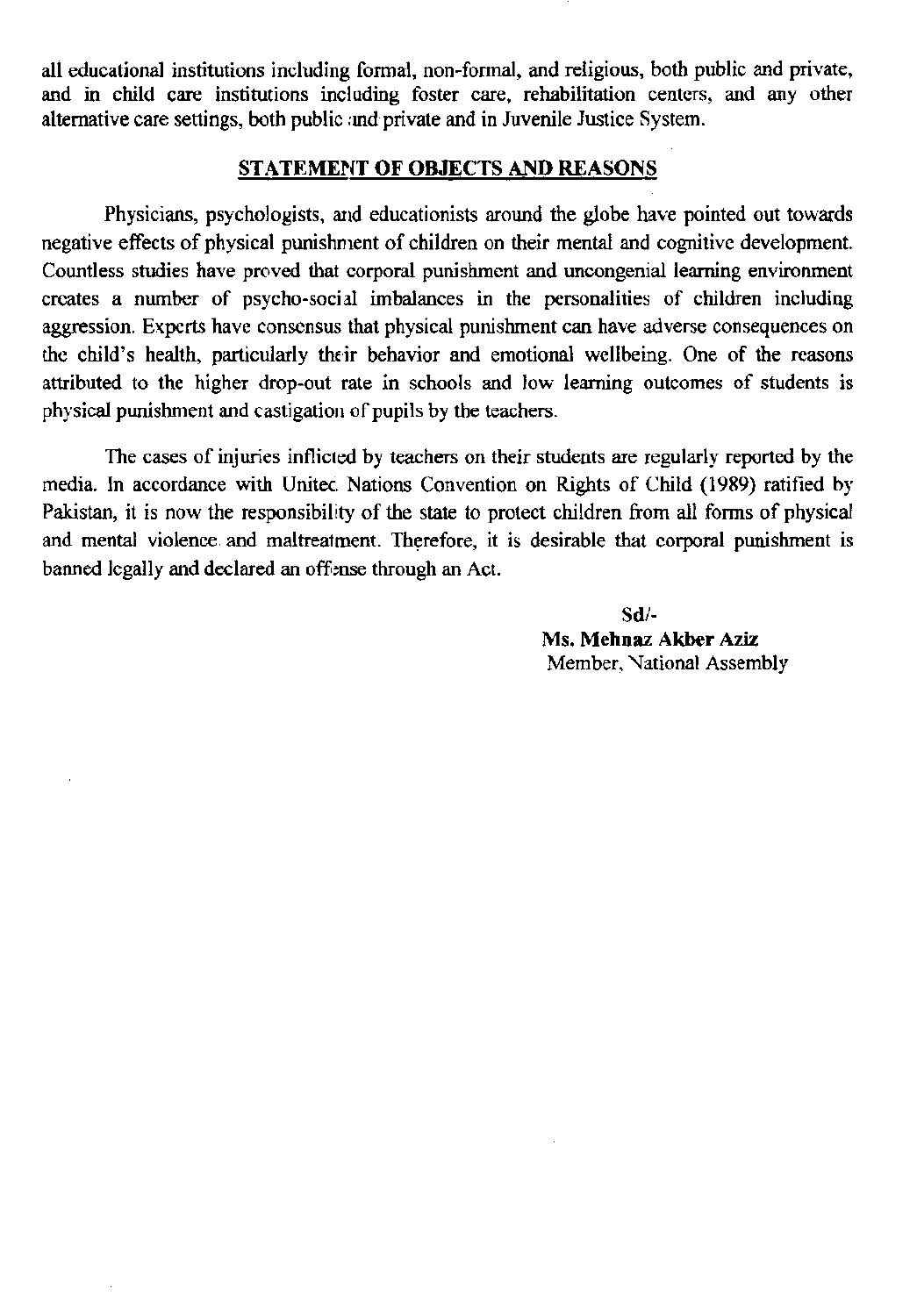all educational institutions including formal, non-formal, and religious, both public and private, and in child care institutions including foster care, rehabilitation centers, and any other alternative care settings, both public and private and in Juvenile Justice System.

## STATEMENT OF OBJECTS AND REASONS

Physicians, psychologists, and educationists around the globe have pointed out towards negative effects of physical punishment of children on their mental and cognitive development. Countless studies have proved that corporal punishment and uncongenial learning environment creates a number of psycho-social imbalances in the personalities of children including aggression. Experts have consensus that physical punishment can have adverse consequences on the child's health, particularly their behavior and emotional wellbeing. One of the reasons attributed to the higher drop-out rate in schools and low learning outcomes of students is physical punishment and castigation of pupils by the teachers.

The cases of injuries inflicted by teachers on their students are regularly reported by the media. In accordance with United Nations Convention on Rights of Child (1989) ratified by Pakistan, it is now the responsibility of the state to protect children from all forms of physical and mental violence and maltreatment. Therefore, it is desirable that corporal punishment is banned legally and declared an offense through an Act.

Sd/-
**Ms. Mehnaz Akber Aziz**
Member, National Assembly